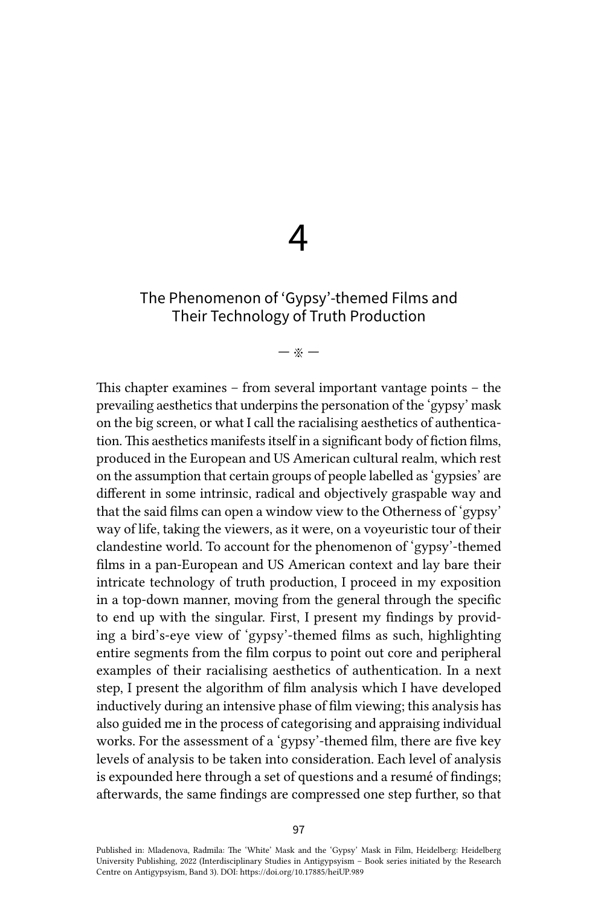# 4

## The Phenomenon of 'Gypsy'-themed Films and Their Technology of Truth Production

— ※ —

This chapter examines – from several important vantage points – the prevailing aesthetics that underpins the personation of the 'gypsy' mask on the big screen, or what I call the racialising aesthetics of authentication. This aesthetics manifests itself in a significant body of fiction films, produced in the European and US American cultural realm, which rest on the assumption that certain groups of people labelled as 'gypsies' are different in some intrinsic, radical and objectively graspable way and that the said films can open a window view to the Otherness of 'gypsy' way of life, taking the viewers, as it were, on a voyeuristic tour of their clandestine world. To account for the phenomenon of 'gypsy'-themed films in a pan-European and US American context and lay bare their intricate technology of truth production, I proceed in my exposition in a top-down manner, moving from the general through the specific to end up with the singular. First, I present my findings by providing a bird's-eye view of 'gypsy'-themed films as such, highlighting entire segments from the film corpus to point out core and peripheral examples of their racialising aesthetics of authentication. In a next step, I present the algorithm of film analysis which I have developed inductively during an intensive phase of film viewing; this analysis has also guided me in the process of categorising and appraising individual works. For the assessment of a 'gypsy'-themed film, there are five key levels of analysis to be taken into consideration. Each level of analysis is expounded here through a set of questions and a resumé of findings; afterwards, the same findings are compressed one step further, so that

Published in: Mladenova, Radmila: The 'White' Mask and the 'Gypsy' Mask in Film, Heidelberg: Heidelberg University Publishing, 2022 (Interdisciplinary Studies in Antigypsyism – Book series initiated by the Research Centre on Antigypsyism, Band 3). DOI: https://doi.org/10.17885/heiUP.989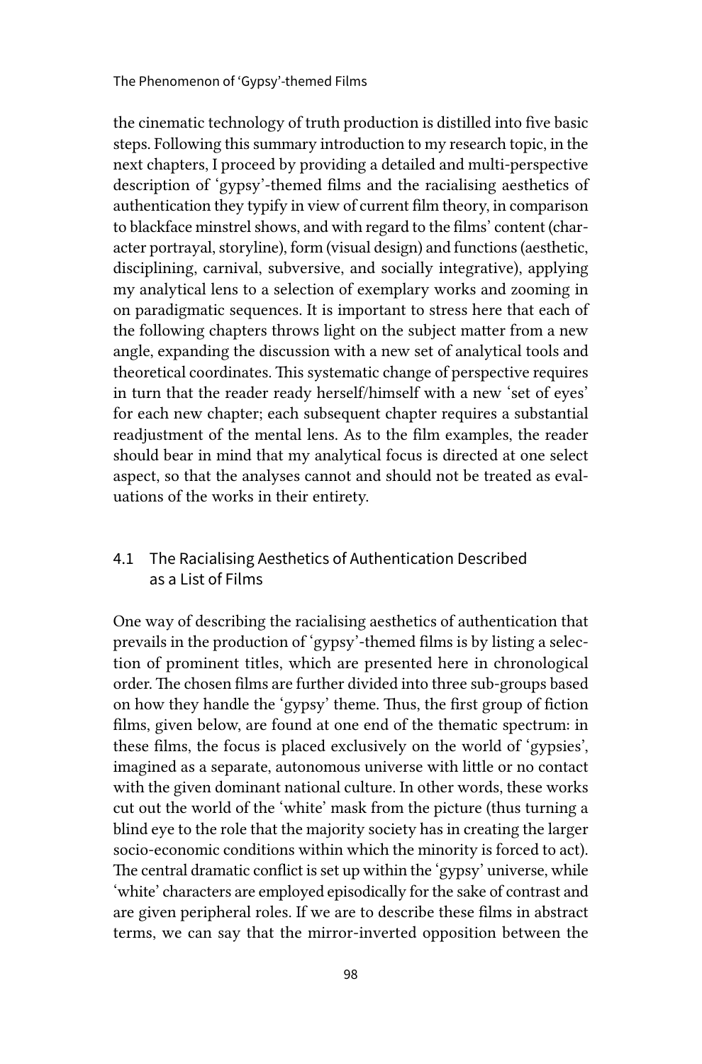the cinematic technology of truth production is distilled into five basic steps. Following this summary introduction to my research topic, in the next chapters, I proceed by providing a detailed and multi-perspective description of 'gypsy'-themed films and the racialising aesthetics of authentication they typify in view of current film theory, in comparison to blackface minstrel shows, and with regard to the films' content (character portrayal, storyline), form (visual design) and functions (aesthetic, disciplining, carnival, subversive, and socially integrative), applying my analytical lens to a selection of exemplary works and zooming in on paradigmatic sequences. It is important to stress here that each of the following chapters throws light on the subject matter from a new angle, expanding the discussion with a new set of analytical tools and theoretical coordinates. This systematic change of perspective requires in turn that the reader ready herself/himself with a new 'set of eyes' for each new chapter; each subsequent chapter requires a substantial readjustment of the mental lens. As to the film examples, the reader should bear in mind that my analytical focus is directed at one select aspect, so that the analyses cannot and should not be treated as evaluations of the works in their entirety.

## 4.1 The Racialising Aesthetics of Authentication Described as a List of Films

One way of describing the racialising aesthetics of authentication that prevails in the production of 'gypsy'-themed films is by listing a selection of prominent titles, which are presented here in chronological order. The chosen films are further divided into three sub-groups based on how they handle the 'gypsy' theme. Thus, the first group of fiction films, given below, are found at one end of the thematic spectrum: in these films, the focus is placed exclusively on the world of 'gypsies', imagined as a separate, autonomous universe with little or no contact with the given dominant national culture. In other words, these works cut out the world of the 'white' mask from the picture (thus turning a blind eye to the role that the majority society has in creating the larger socio-economic conditions within which the minority is forced to act). The central dramatic conflict is set up within the 'gypsy' universe, while 'white' characters are employed episodically for the sake of contrast and are given peripheral roles. If we are to describe these films in abstract terms, we can say that the mirror-inverted opposition between the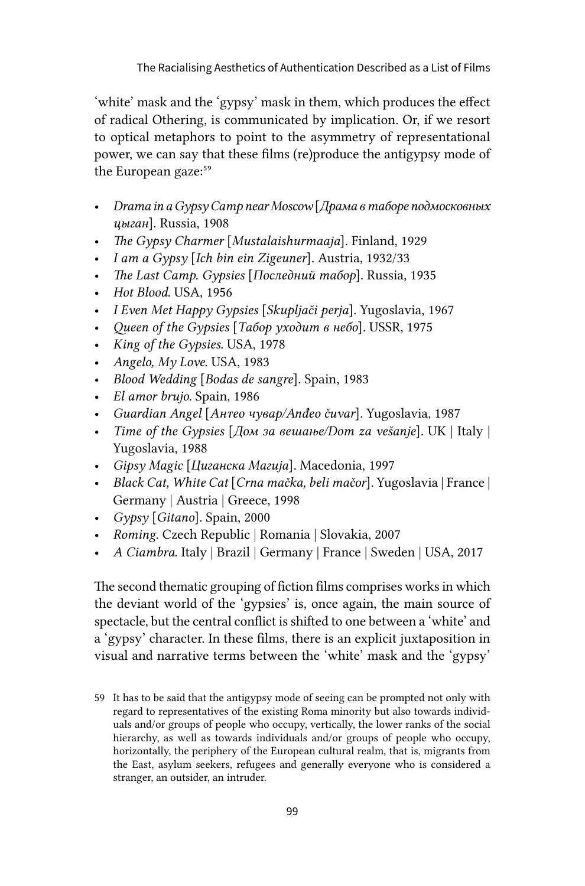'white' mask and the 'gypsy' mask in them, which produces the effect of radical Othering, is communicated by implication. Or, if we resort to optical metaphors to point to the asymmetry of representational power, we can say that these films (re)produce the antigypsy mode of the European gaze:[59]

- *Drama in a Gypsy Camp near Moscow* [*Драма в таборе подмосковных цыган*]. Russia, 1908
- *The Gypsy Charmer* [*Mustalaishurmaaja*]. Finland, 1929
- *I am a Gypsy* [*Ich bin ein Zigeuner*]. Austria, 1932/33
- *The Last Camp. Gypsies* [*Последний табор*]. Russia, 1935
- *Hot Blood.* USA, 1956
- *I Even Met Happy Gypsies* [*Skupljači perja*]. Yugoslavia, 1967
- *Queen of the Gypsies* [*Табор уходит в небо*]. USSR, 1975
- *King of the Gypsies.* USA, 1978
- *Angelo, My Love.* USA, 1983
- *Blood Wedding* [*Bodas de sangre*]. Spain, 1983
- *El amor brujo.* Spain, 1986
- *Guardian Angel* [*Анђео чувар/Anđeo čuvar*]. Yugoslavia, 1987
- *Time of the Gypsies* [*Дом за вешање/Dom za vešanje*]. UK | Italy | Yugoslavia, 1988
- *Gipsy Magic* [*Циганска Магија*]. Macedonia, 1997
- *Black Cat, White Cat* [*Crna mačka, beli mačor*]. Yugoslavia | France | Germany | Austria | Greece, 1998
- *Gypsy* [*Gitano*]. Spain, 2000
- *Roming.* Czech Republic | Romania | Slovakia, 2007
- *A Ciambra.* Italy | Brazil | Germany | France | Sweden | USA, 2017

The second thematic grouping of fiction films comprises works in which the deviant world of the 'gypsies' is, once again, the main source of spectacle, but the central conflict is shifted to one between a 'white' and a 'gypsy' character. In these films, there is an explicit juxtaposition in visual and narrative terms between the 'white' mask and the 'gypsy'

59 It has to be said that the antigypsy mode of seeing can be prompted not only with regard to representatives of the existing Roma minority but also towards individuals and/or groups of people who occupy, vertically, the lower ranks of the social hierarchy, as well as towards individuals and/or groups of people who occupy, horizontally, the periphery of the European cultural realm, that is, migrants from the East, asylum seekers, refugees and generally everyone who is considered a stranger, an outsider, an intruder.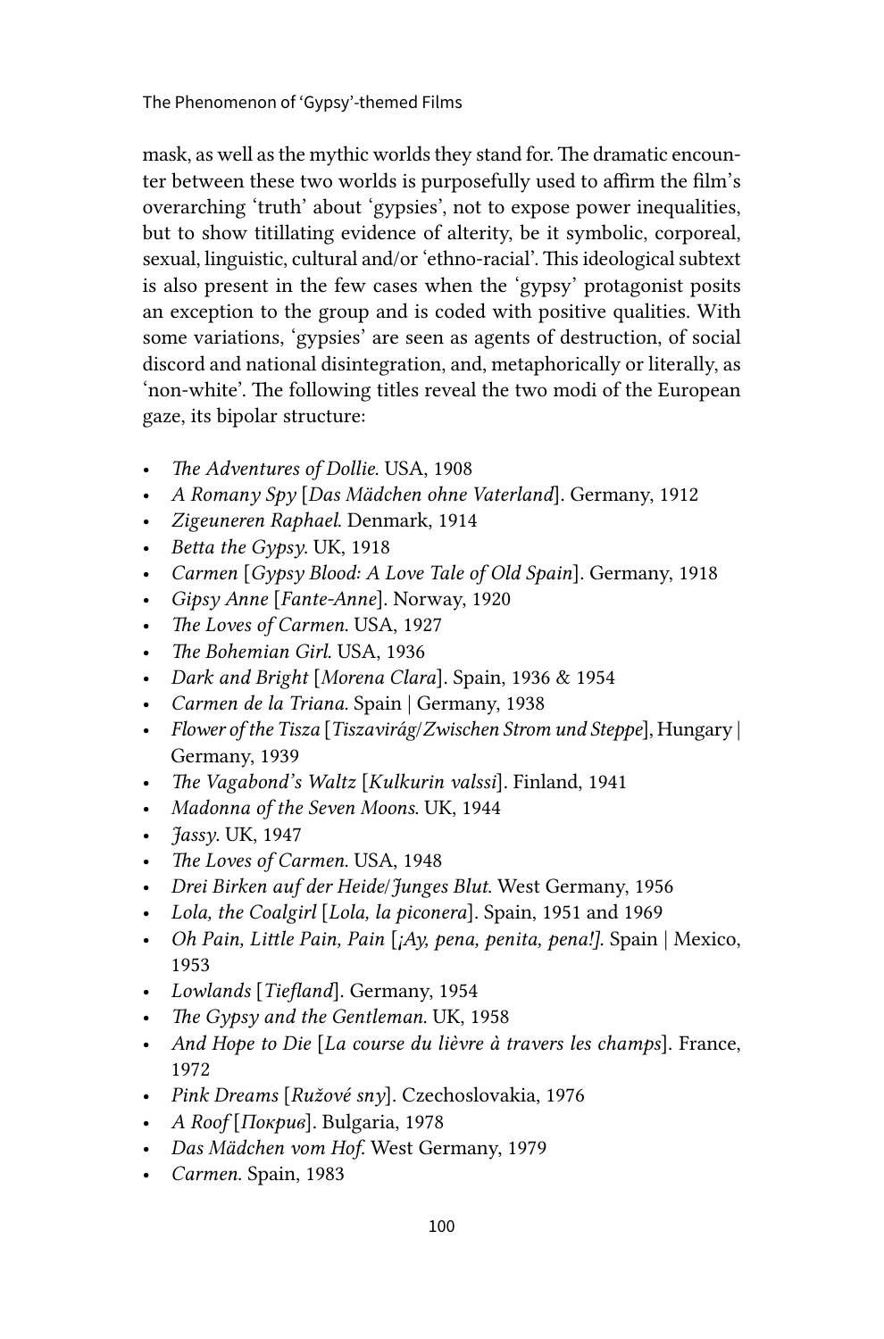mask, as well as the mythic worlds they stand for. The dramatic encounter between these two worlds is purposefully used to affirm the film's overarching 'truth' about 'gypsies', not to expose power inequalities, but to show titillating evidence of alterity, be it symbolic, corporeal, sexual, linguistic, cultural and/or 'ethno-racial'. This ideological subtext is also present in the few cases when the 'gypsy' protagonist posits an exception to the group and is coded with positive qualities. With some variations, 'gypsies' are seen as agents of destruction, of social discord and national disintegration, and, metaphorically or literally, as 'non-white'. The following titles reveal the two modi of the European gaze, its bipolar structure:

- *The Adventures of Dollie*. USA, 1908
- *A Romany Spy* [*Das Mädchen ohne Vaterland*]. Germany, 1912
- *Zigeuneren Raphael*. Denmark, 1914
- *Betta the Gypsy*. UK, 1918
- *Carmen* [*Gypsy Blood: A Love Tale of Old Spain*]. Germany, 1918
- *Gipsy Anne* [*Fante-Anne*]. Norway, 1920
- *The Loves of Carmen*. USA, 1927
- *The Bohemian Girl*. USA, 1936
- *Dark and Bright* [*Morena Clara*]. Spain, 1936 & 1954
- *Carmen de la Triana*. Spain | Germany, 1938
- *Flower of the Tisza* [*Tiszavirág/Zwischen Strom und Steppe*], Hungary | Germany, 1939
- *The Vagabond's Waltz* [*Kulkurin valssi*]. Finland, 1941
- *Madonna of the Seven Moons*. UK, 1944
- *Jassy*. UK, 1947
- *The Loves of Carmen*. USA, 1948
- *Drei Birken auf der Heide/Junges Blut*. West Germany, 1956
- *Lola, the Coalgirl* [*Lola, la piconera*]. Spain, 1951 and 1969
- *Oh Pain, Little Pain, Pain* [*¡Ay, pena, penita, pena!*]. Spain | Mexico, 1953
- *Lowlands* [*Tiefland*]. Germany, 1954
- *The Gypsy and the Gentleman*. UK, 1958
- *And Hope to Die* [*La course du lièvre à travers les champs*]. France, 1972
- *Pink Dreams* [*Ružové sny*]. Czechoslovakia, 1976
- *A Roof* [*Покрив*]. Bulgaria, 1978
- *Das Mädchen vom Hof*. West Germany, 1979
- *Carmen*. Spain, 1983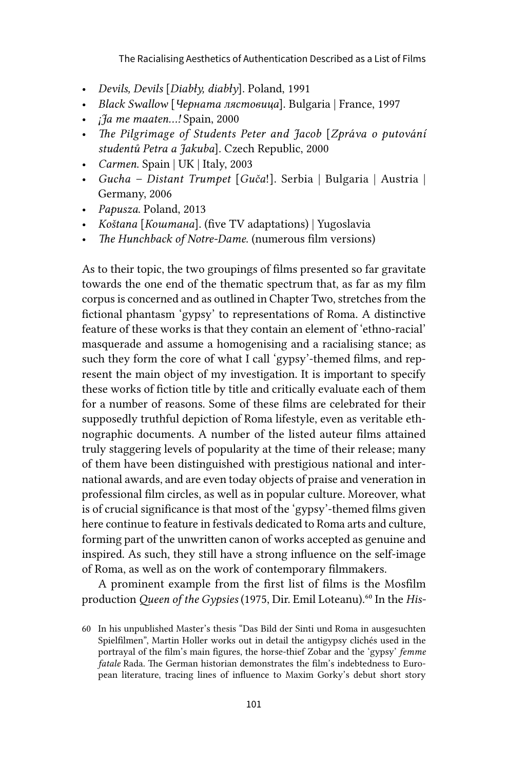- *Devils, Devils* [*Diabły, diabły*]. Poland, 1991
- *Black Swallow* [*Черната лястовица*]. Bulgaria | France, 1997
- *¡Ja me maaten…!* Spain, 2000
- *The Pilgrimage of Students Peter and Jacob* [*Zpráva o putování studentů Petra a Jakuba*]. Czech Republic, 2000
- *Carmen*. Spain | UK | Italy, 2003
- *Gucha – Distant Trumpet* [*Guča!*]. Serbia | Bulgaria | Austria | Germany, 2006
- *Papusza*. Poland, 2013
- *Koštana* [*Коштана*]. (five TV adaptations) | Yugoslavia
- *The Hunchback of Notre-Dame*. (numerous film versions)

As to their topic, the two groupings of films presented so far gravitate towards the one end of the thematic spectrum that, as far as my film corpus is concerned and as outlined in Chapter Two, stretches from the fictional phantasm 'gypsy' to representations of Roma. A distinctive feature of these works is that they contain an element of 'ethno-racial' masquerade and assume a homogenising and a racialising stance; as such they form the core of what I call 'gypsy'-themed films, and represent the main object of my investigation. It is important to specify these works of fiction title by title and critically evaluate each of them for a number of reasons. Some of these films are celebrated for their supposedly truthful depiction of Roma lifestyle, even as veritable ethnographic documents. A number of the listed auteur films attained truly staggering levels of popularity at the time of their release; many of them have been distinguished with prestigious national and international awards, and are even today objects of praise and veneration in professional film circles, as well as in popular culture. Moreover, what is of crucial significance is that most of the 'gypsy'-themed films given here continue to feature in festivals dedicated to Roma arts and culture, forming part of the unwritten canon of works accepted as genuine and inspired. As such, they still have a strong influence on the self-image of Roma, as well as on the work of contemporary filmmakers.

A prominent example from the first list of films is the Mosfilm production *Queen of the Gypsies* (1975, Dir. Emil Loteanu).[60] In the *His-*

60 In his unpublished Master's thesis "Das Bild der Sinti und Roma in ausgesuchten Spielfilmen", Martin Holler works out in detail the antigypsy clichés used in the portrayal of the film's main figures, the horse-thief Zobar and the 'gypsy' *femme fatale* Rada. The German historian demonstrates the film's indebtedness to European literature, tracing lines of influence to Maxim Gorky's debut short story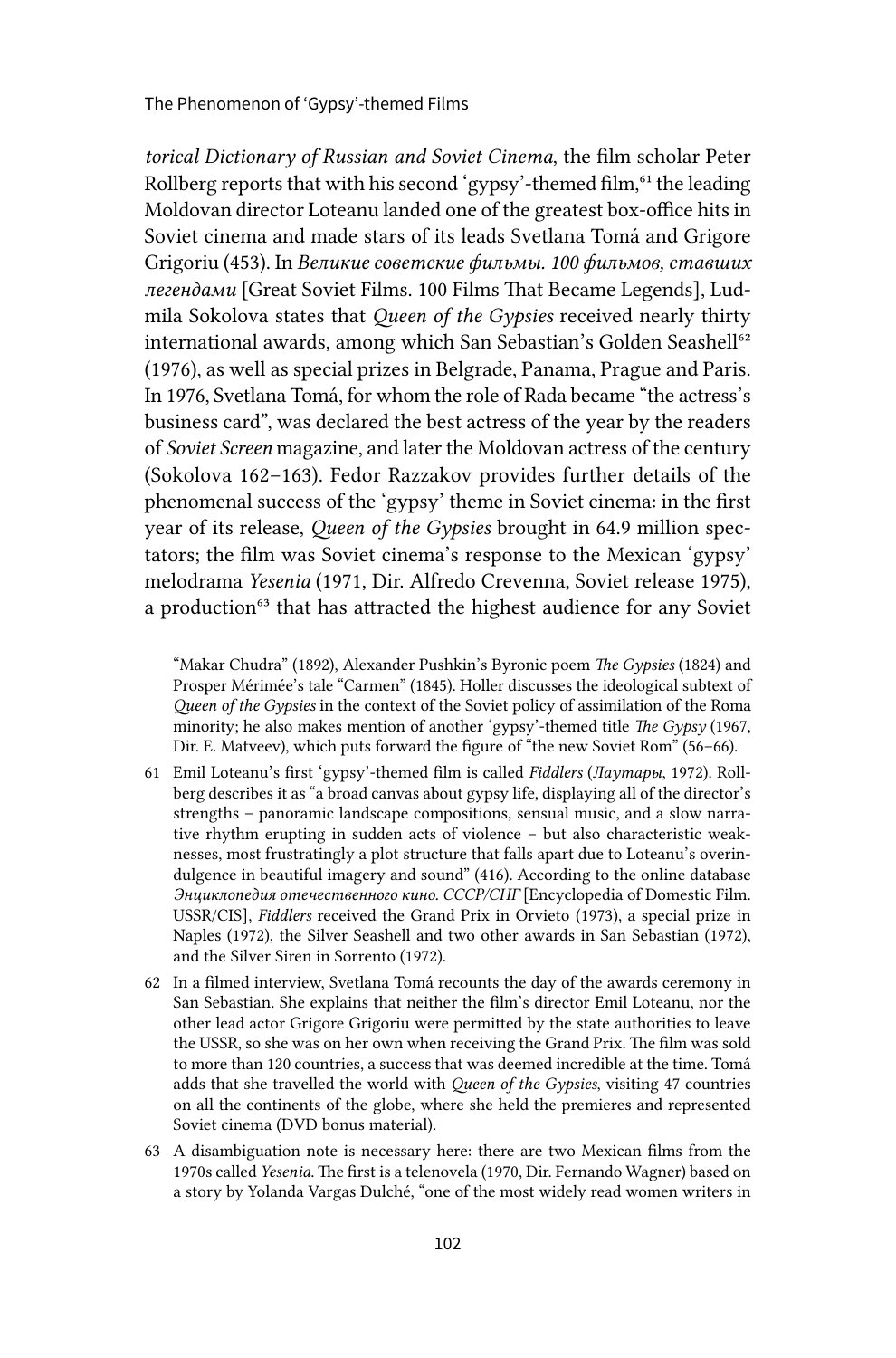*torical Dictionary of Russian and Soviet Cinema*, the film scholar Peter Rollberg reports that with his second 'gypsy'-themed film,[61] the leading Moldovan director Loteanu landed one of the greatest box-office hits in Soviet cinema and made stars of its leads Svetlana Tomá and Grigore Grigoriu (453). In *Великие советские фильмы. 100 фильмов, ставших легендами* [Great Soviet Films. 100 Films That Became Legends], Ludmila Sokolova states that *Queen of the Gypsies* received nearly thirty international awards, among which San Sebastian's Golden Seashell[62] (1976), as well as special prizes in Belgrade, Panama, Prague and Paris. In 1976, Svetlana Tomá, for whom the role of Rada became "the actress's business card", was declared the best actress of the year by the readers of *Soviet Screen* magazine, and later the Moldovan actress of the century (Sokolova 162–163). Fedor Razzakov provides further details of the phenomenal success of the 'gypsy' theme in Soviet cinema: in the first year of its release, *Queen of the Gypsies* brought in 64.9 million spectators; the film was Soviet cinema's response to the Mexican 'gypsy' melodrama *Yesenia* (1971, Dir. Alfredo Crevenna, Soviet release 1975), a production[63] that has attracted the highest audience for any Soviet

"Makar Chudra" (1892), Alexander Pushkin's Byronic poem *The Gypsies* (1824) and Prosper Mérimée's tale "Carmen" (1845). Holler discusses the ideological subtext of *Queen of the Gypsies* in the context of the Soviet policy of assimilation of the Roma minority; he also makes mention of another 'gypsy'-themed title *The Gypsy* (1967, Dir. E. Matveev), which puts forward the figure of "the new Soviet Rom" (56–66).

61 Emil Loteanu's first 'gypsy'-themed film is called *Fiddlers* (*Лаутары*, 1972). Rollberg describes it as "a broad canvas about gypsy life, displaying all of the director's strengths – panoramic landscape compositions, sensual music, and a slow narrative rhythm erupting in sudden acts of violence – but also characteristic weaknesses, most frustratingly a plot structure that falls apart due to Loteanu's overindulgence in beautiful imagery and sound" (416). According to the online database *Энциклопедия отечественного кино. СССР/СНГ* [Encyclopedia of Domestic Film. USSR/CIS], *Fiddlers* received the Grand Prix in Orvieto (1973), a special prize in Naples (1972), the Silver Seashell and two other awards in San Sebastian (1972), and the Silver Siren in Sorrento (1972).

62 In a filmed interview, Svetlana Tomá recounts the day of the awards ceremony in San Sebastian. She explains that neither the film's director Emil Loteanu, nor the other lead actor Grigore Grigoriu were permitted by the state authorities to leave the USSR, so she was on her own when receiving the Grand Prix. The film was sold to more than 120 countries, a success that was deemed incredible at the time. Tomá adds that she travelled the world with *Queen of the Gypsies*, visiting 47 countries on all the continents of the globe, where she held the premieres and represented Soviet cinema (DVD bonus material).

63 A disambiguation note is necessary here: there are two Mexican films from the 1970s called *Yesenia*. The first is a telenovela (1970, Dir. Fernando Wagner) based on a story by Yolanda Vargas Dulché, "one of the most widely read women writers in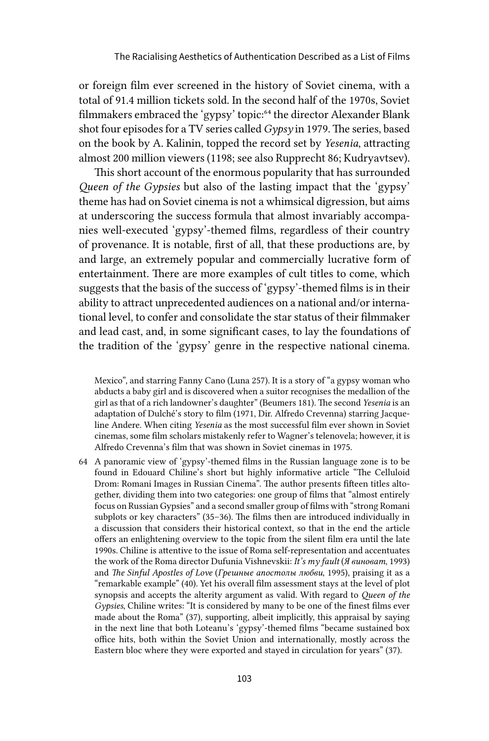or foreign film ever screened in the history of Soviet cinema, with a total of 91.4 million tickets sold. In the second half of the 1970s, Soviet filmmakers embraced the 'gypsy' topic:[64] the director Alexander Blank shot four episodes for a TV series called *Gypsy* in 1979. The series, based on the book by A. Kalinin, topped the record set by *Yesenia*, attracting almost 200 million viewers (1198; see also Rupprecht 86; Kudryavtsev).

This short account of the enormous popularity that has surrounded *Queen of the Gypsies* but also of the lasting impact that the 'gypsy' theme has had on Soviet cinema is not a whimsical digression, but aims at underscoring the success formula that almost invariably accompanies well-executed 'gypsy'-themed films, regardless of their country of provenance. It is notable, first of all, that these productions are, by and large, an extremely popular and commercially lucrative form of entertainment. There are more examples of cult titles to come, which suggests that the basis of the success of 'gypsy'-themed films is in their ability to attract unprecedented audiences on a national and/or international level, to confer and consolidate the star status of their filmmaker and lead cast, and, in some significant cases, to lay the foundations of the tradition of the 'gypsy' genre in the respective national cinema.

Mexico", and starring Fanny Cano (Luna 257). It is a story of "a gypsy woman who abducts a baby girl and is discovered when a suitor recognises the medallion of the girl as that of a rich landowner's daughter" (Beumers 181). The second *Yesenia* is an adaptation of Dulché's story to film (1971, Dir. Alfredo Crevenna) starring Jacqueline Andere. When citing *Yesenia* as the most successful film ever shown in Soviet cinemas, some film scholars mistakenly refer to Wagner's telenovela; however, it is Alfredo Crevenna's film that was shown in Soviet cinemas in 1975.

64 A panoramic view of 'gypsy'-themed films in the Russian language zone is to be found in Edouard Chiline's short but highly informative article "The Celluloid Drom: Romani Images in Russian Cinema". The author presents fifteen titles altogether, dividing them into two categories: one group of films that "almost entirely focus on Russian Gypsies" and a second smaller group of films with "strong Romani subplots or key characters" (35–36). The films then are introduced individually in a discussion that considers their historical context, so that in the end the article offers an enlightening overview to the topic from the silent film era until the late 1990s. Chiline is attentive to the issue of Roma self-representation and accentuates the work of the Roma director Dufunia Vishnevskii: *It's my fault* (*Я виноват*, 1993) and *The Sinful Apostles of Love* (*Грешные апостолы любви*, 1995), praising it as a "remarkable example" (40). Yet his overall film assessment stays at the level of plot synopsis and accepts the alterity argument as valid. With regard to *Queen of the Gypsies*, Chiline writes: "It is considered by many to be one of the finest films ever made about the Roma" (37), supporting, albeit implicitly, this appraisal by saying in the next line that both Loteanu's 'gypsy'-themed films "became sustained box office hits, both within the Soviet Union and internationally, mostly across the Eastern bloc where they were exported and stayed in circulation for years" (37).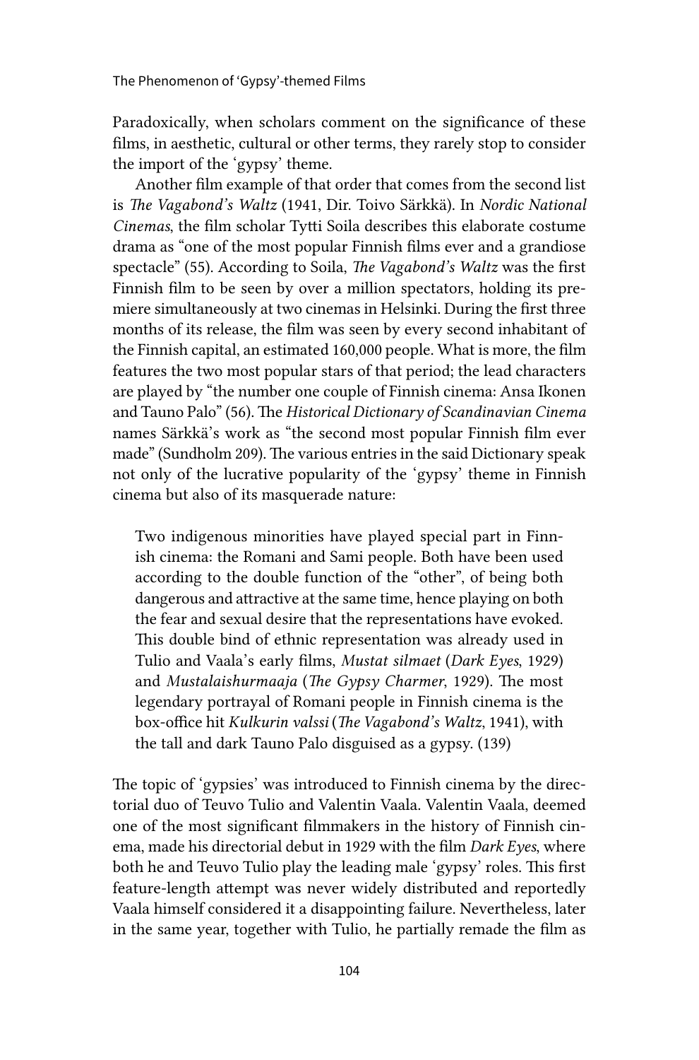Paradoxically, when scholars comment on the significance of these films, in aesthetic, cultural or other terms, they rarely stop to consider the import of the 'gypsy' theme.

Another film example of that order that comes from the second list is *The Vagabond's Waltz* (1941, Dir. Toivo Särkkä). In *Nordic National Cinemas*, the film scholar Tytti Soila describes this elaborate costume drama as "one of the most popular Finnish films ever and a grandiose spectacle" (55). According to Soila, *The Vagabond's Waltz* was the first Finnish film to be seen by over a million spectators, holding its premiere simultaneously at two cinemas in Helsinki. During the first three months of its release, the film was seen by every second inhabitant of the Finnish capital, an estimated 160,000 people. What is more, the film features the two most popular stars of that period; the lead characters are played by "the number one couple of Finnish cinema: Ansa Ikonen and Tauno Palo" (56). The *Historical Dictionary of Scandinavian Cinema* names Särkkä's work as "the second most popular Finnish film ever made" (Sundholm 209). The various entries in the said Dictionary speak not only of the lucrative popularity of the 'gypsy' theme in Finnish cinema but also of its masquerade nature:

> Two indigenous minorities have played special part in Finnish cinema: the Romani and Sami people. Both have been used according to the double function of the "other", of being both dangerous and attractive at the same time, hence playing on both the fear and sexual desire that the representations have evoked. This double bind of ethnic representation was already used in Tulio and Vaala's early films, *Mustat silmaet* (*Dark Eyes*, 1929) and *Mustalaishurmaaja* (*The Gypsy Charmer*, 1929). The most legendary portrayal of Romani people in Finnish cinema is the box-office hit *Kulkurin valssi* (*The Vagabond's Waltz*, 1941), with the tall and dark Tauno Palo disguised as a gypsy. (139)

The topic of 'gypsies' was introduced to Finnish cinema by the directorial duo of Teuvo Tulio and Valentin Vaala. Valentin Vaala, deemed one of the most significant filmmakers in the history of Finnish cinema, made his directorial debut in 1929 with the film *Dark Eyes*, where both he and Teuvo Tulio play the leading male 'gypsy' roles. This first feature-length attempt was never widely distributed and reportedly Vaala himself considered it a disappointing failure. Nevertheless, later in the same year, together with Tulio, he partially remade the film as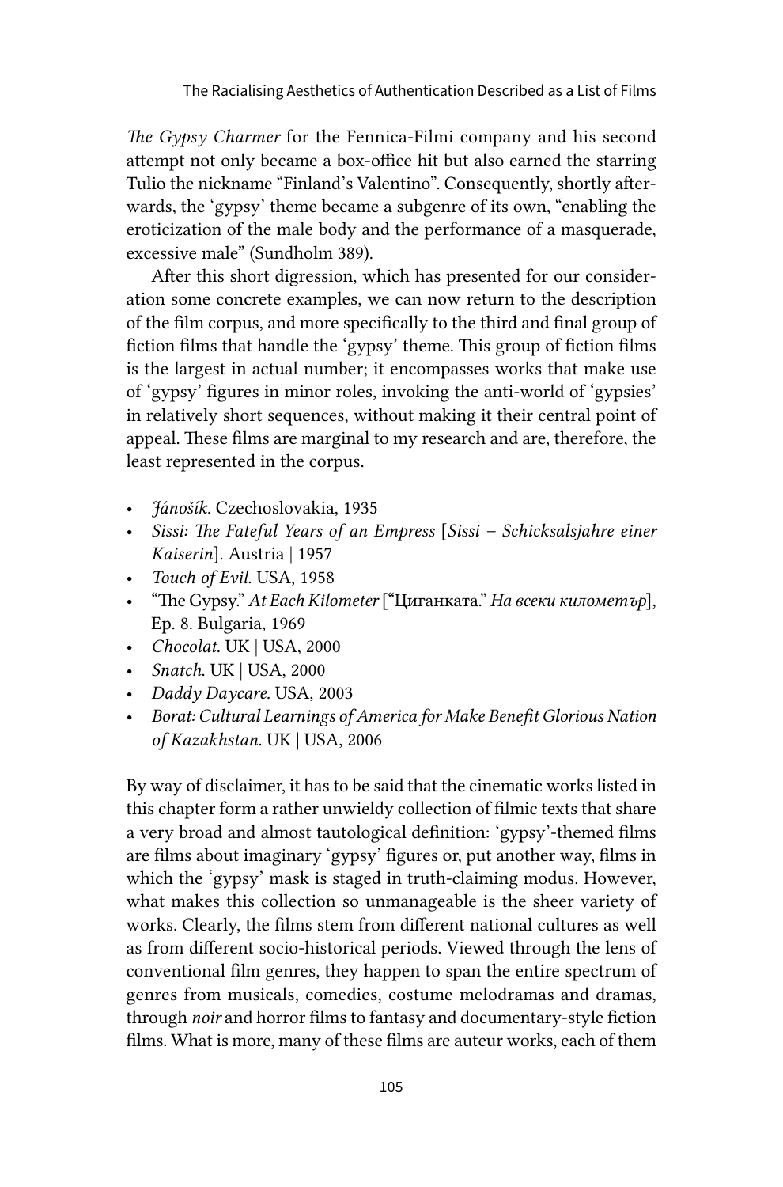*The Gypsy Charmer* for the Fennica-Filmi company and his second attempt not only became a box-office hit but also earned the starring Tulio the nickname "Finland's Valentino". Consequently, shortly afterwards, the 'gypsy' theme became a subgenre of its own, "enabling the eroticization of the male body and the performance of a masquerade, excessive male" (Sundholm 389).

After this short digression, which has presented for our consideration some concrete examples, we can now return to the description of the film corpus, and more specifically to the third and final group of fiction films that handle the 'gypsy' theme. This group of fiction films is the largest in actual number; it encompasses works that make use of 'gypsy' figures in minor roles, invoking the anti-world of 'gypsies' in relatively short sequences, without making it their central point of appeal. These films are marginal to my research and are, therefore, the least represented in the corpus.

- *Jánošík.* Czechoslovakia, 1935
- *Sissi: The Fateful Years of an Empress* [*Sissi – Schicksalsjahre einer Kaiserin*]. Austria | 1957
- *Touch of Evil.* USA, 1958
- "The Gypsy." *At Each Kilometer* ["Циганката." *На всеки километър*], Ep. 8. Bulgaria, 1969
- *Chocolat.* UK | USA, 2000
- *Snatch.* UK | USA, 2000
- *Daddy Daycare.* USA, 2003
- *Borat: Cultural Learnings of America for Make Benefit Glorious Nation of Kazakhstan.* UK | USA, 2006

By way of disclaimer, it has to be said that the cinematic works listed in this chapter form a rather unwieldy collection of filmic texts that share a very broad and almost tautological definition: 'gypsy'-themed films are films about imaginary 'gypsy' figures or, put another way, films in which the 'gypsy' mask is staged in truth-claiming modus. However, what makes this collection so unmanageable is the sheer variety of works. Clearly, the films stem from different national cultures as well as from different socio-historical periods. Viewed through the lens of conventional film genres, they happen to span the entire spectrum of genres from musicals, comedies, costume melodramas and dramas, through *noir* and horror films to fantasy and documentary-style fiction films. What is more, many of these films are auteur works, each of them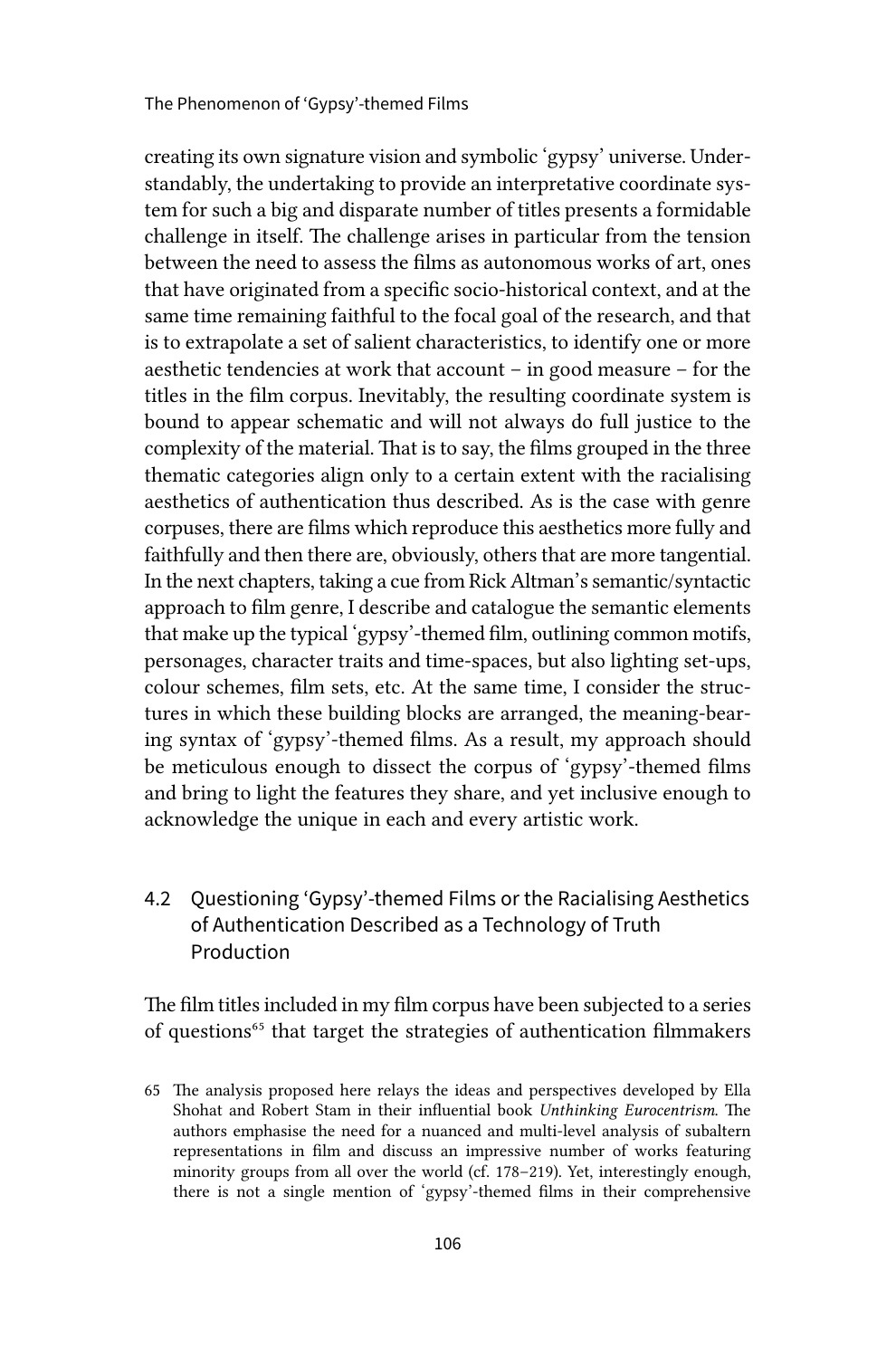creating its own signature vision and symbolic 'gypsy' universe. Understandably, the undertaking to provide an interpretative coordinate system for such a big and disparate number of titles presents a formidable challenge in itself. The challenge arises in particular from the tension between the need to assess the films as autonomous works of art, ones that have originated from a specific socio-historical context, and at the same time remaining faithful to the focal goal of the research, and that is to extrapolate a set of salient characteristics, to identify one or more aesthetic tendencies at work that account – in good measure – for the titles in the film corpus. Inevitably, the resulting coordinate system is bound to appear schematic and will not always do full justice to the complexity of the material. That is to say, the films grouped in the three thematic categories align only to a certain extent with the racialising aesthetics of authentication thus described. As is the case with genre corpuses, there are films which reproduce this aesthetics more fully and faithfully and then there are, obviously, others that are more tangential. In the next chapters, taking a cue from Rick Altman's semantic/syntactic approach to film genre, I describe and catalogue the semantic elements that make up the typical 'gypsy'-themed film, outlining common motifs, personages, character traits and time-spaces, but also lighting set-ups, colour schemes, film sets, etc. At the same time, I consider the structures in which these building blocks are arranged, the meaning-bearing syntax of 'gypsy'-themed films. As a result, my approach should be meticulous enough to dissect the corpus of 'gypsy'-themed films and bring to light the features they share, and yet inclusive enough to acknowledge the unique in each and every artistic work.

## 4.2 Questioning 'Gypsy'-themed Films or the Racialising Aesthetics of Authentication Described as a Technology of Truth Production

The film titles included in my film corpus have been subjected to a series of questions[65] that target the strategies of authentication filmmakers

65 The analysis proposed here relays the ideas and perspectives developed by Ella Shohat and Robert Stam in their influential book *Unthinking Eurocentrism.* The authors emphasise the need for a nuanced and multi-level analysis of subaltern representations in film and discuss an impressive number of works featuring minority groups from all over the world (cf. 178–219). Yet, interestingly enough, there is not a single mention of 'gypsy'-themed films in their comprehensive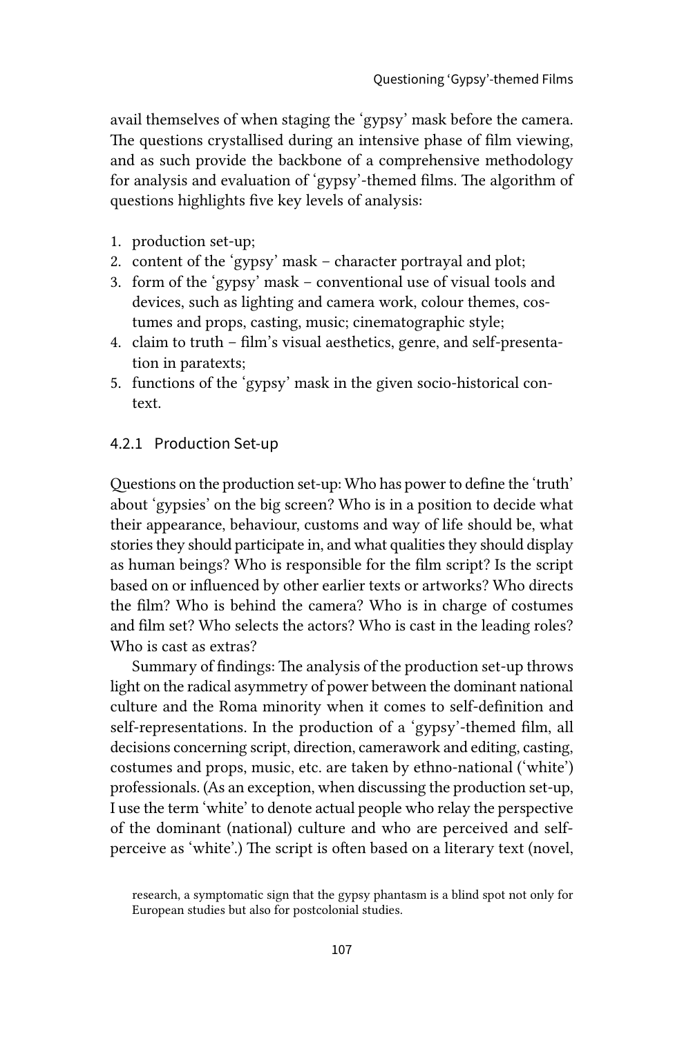avail themselves of when staging the 'gypsy' mask before the camera. The questions crystallised during an intensive phase of film viewing, and as such provide the backbone of a comprehensive methodology for analysis and evaluation of 'gypsy'-themed films. The algorithm of questions highlights five key levels of analysis:

1. production set-up;
2. content of the 'gypsy' mask – character portrayal and plot;
3. form of the 'gypsy' mask – conventional use of visual tools and devices, such as lighting and camera work, colour themes, costumes and props, casting, music; cinematographic style;
4. claim to truth – film's visual aesthetics, genre, and self-presentation in paratexts;
5. functions of the 'gypsy' mask in the given socio-historical context.

### 4.2.1 Production Set-up

Questions on the production set-up: Who has power to define the 'truth' about 'gypsies' on the big screen? Who is in a position to decide what their appearance, behaviour, customs and way of life should be, what stories they should participate in, and what qualities they should display as human beings? Who is responsible for the film script? Is the script based on or influenced by other earlier texts or artworks? Who directs the film? Who is behind the camera? Who is in charge of costumes and film set? Who selects the actors? Who is cast in the leading roles? Who is cast as extras?

Summary of findings: The analysis of the production set-up throws light on the radical asymmetry of power between the dominant national culture and the Roma minority when it comes to self-definition and self-representations. In the production of a 'gypsy'-themed film, all decisions concerning script, direction, camerawork and editing, casting, costumes and props, music, etc. are taken by ethno-national ('white') professionals. (As an exception, when discussing the production set-up, I use the term 'white' to denote actual people who relay the perspective of the dominant (national) culture and who are perceived and self-perceive as 'white'.) The script is often based on a literary text (novel,

research, a symptomatic sign that the gypsy phantasm is a blind spot not only for European studies but also for postcolonial studies.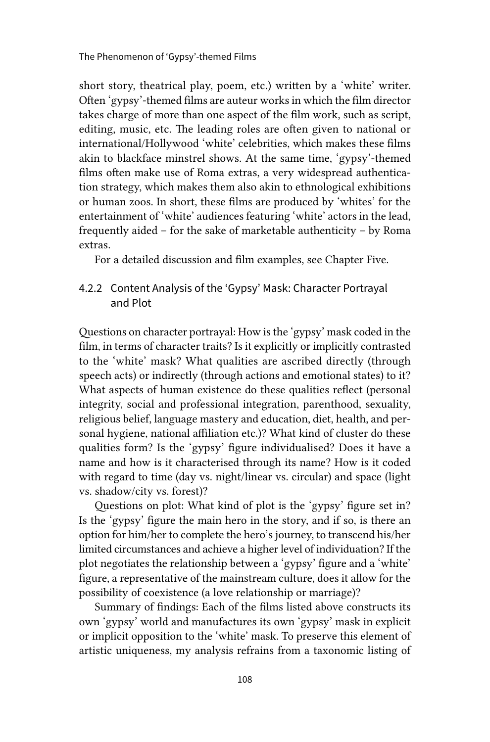short story, theatrical play, poem, etc.) written by a 'white' writer. Often 'gypsy'-themed films are auteur works in which the film director takes charge of more than one aspect of the film work, such as script, editing, music, etc. The leading roles are often given to national or international/Hollywood 'white' celebrities, which makes these films akin to blackface minstrel shows. At the same time, 'gypsy'-themed films often make use of Roma extras, a very widespread authentication strategy, which makes them also akin to ethnological exhibitions or human zoos. In short, these films are produced by 'whites' for the entertainment of 'white' audiences featuring 'white' actors in the lead, frequently aided – for the sake of marketable authenticity – by Roma extras.

For a detailed discussion and film examples, see Chapter Five.

### 4.2.2 Content Analysis of the 'Gypsy' Mask: Character Portrayal and Plot

Questions on character portrayal: How is the 'gypsy' mask coded in the film, in terms of character traits? Is it explicitly or implicitly contrasted to the 'white' mask? What qualities are ascribed directly (through speech acts) or indirectly (through actions and emotional states) to it? What aspects of human existence do these qualities reflect (personal integrity, social and professional integration, parenthood, sexuality, religious belief, language mastery and education, diet, health, and personal hygiene, national affiliation etc.)? What kind of cluster do these qualities form? Is the 'gypsy' figure individualised? Does it have a name and how is it characterised through its name? How is it coded with regard to time (day vs. night/linear vs. circular) and space (light vs. shadow/city vs. forest)?

Questions on plot: What kind of plot is the 'gypsy' figure set in? Is the 'gypsy' figure the main hero in the story, and if so, is there an option for him/her to complete the hero's journey, to transcend his/her limited circumstances and achieve a higher level of individuation? If the plot negotiates the relationship between a 'gypsy' figure and a 'white' figure, a representative of the mainstream culture, does it allow for the possibility of coexistence (a love relationship or marriage)?

Summary of findings: Each of the films listed above constructs its own 'gypsy' world and manufactures its own 'gypsy' mask in explicit or implicit opposition to the 'white' mask. To preserve this element of artistic uniqueness, my analysis refrains from a taxonomic listing of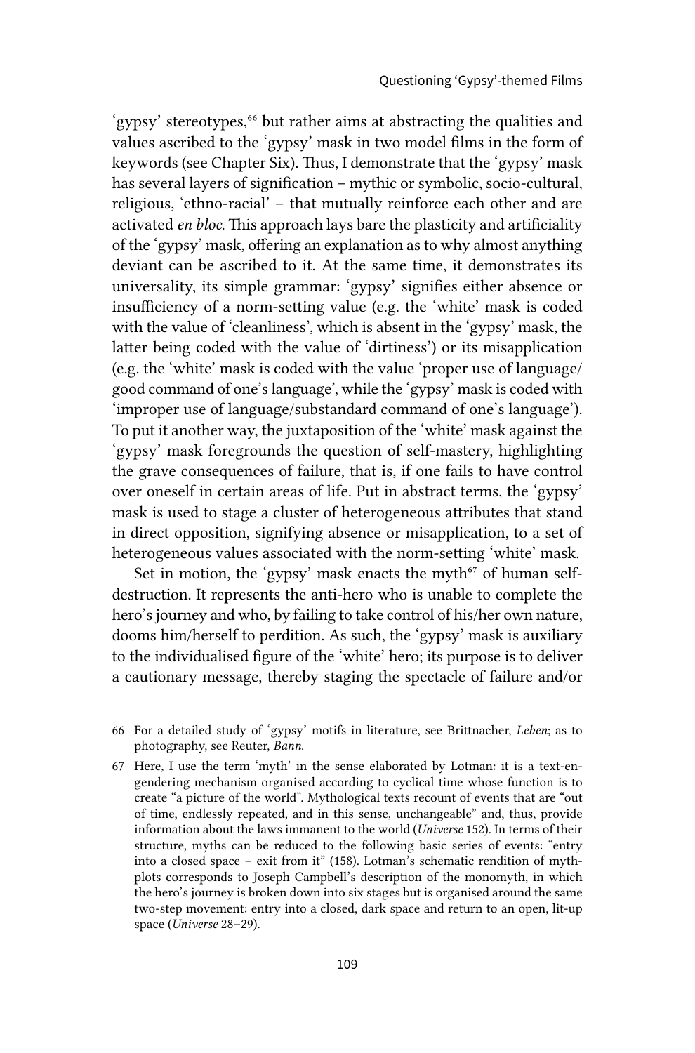'gypsy' stereotypes,[66] but rather aims at abstracting the qualities and values ascribed to the 'gypsy' mask in two model films in the form of keywords (see Chapter Six). Thus, I demonstrate that the 'gypsy' mask has several layers of signification – mythic or symbolic, socio-cultural, religious, 'ethno-racial' – that mutually reinforce each other and are activated *en bloc*. This approach lays bare the plasticity and artificiality of the 'gypsy' mask, offering an explanation as to why almost anything deviant can be ascribed to it. At the same time, it demonstrates its universality, its simple grammar: 'gypsy' signifies either absence or insufficiency of a norm-setting value (e.g. the 'white' mask is coded with the value of 'cleanliness', which is absent in the 'gypsy' mask, the latter being coded with the value of 'dirtiness') or its misapplication (e.g. the 'white' mask is coded with the value 'proper use of language/good command of one's language', while the 'gypsy' mask is coded with 'improper use of language/substandard command of one's language'). To put it another way, the juxtaposition of the 'white' mask against the 'gypsy' mask foregrounds the question of self-mastery, highlighting the grave consequences of failure, that is, if one fails to have control over oneself in certain areas of life. Put in abstract terms, the 'gypsy' mask is used to stage a cluster of heterogeneous attributes that stand in direct opposition, signifying absence or misapplication, to a set of heterogeneous values associated with the norm-setting 'white' mask.

Set in motion, the 'gypsy' mask enacts the myth[67] of human self-destruction. It represents the anti-hero who is unable to complete the hero's journey and who, by failing to take control of his/her own nature, dooms him/herself to perdition. As such, the 'gypsy' mask is auxiliary to the individualised figure of the 'white' hero; its purpose is to deliver a cautionary message, thereby staging the spectacle of failure and/or

66 For a detailed study of 'gypsy' motifs in literature, see Brittnacher, *Leben*; as to photography, see Reuter, *Bann*.

67 Here, I use the term 'myth' in the sense elaborated by Lotman: it is a text-engendering mechanism organised according to cyclical time whose function is to create "a picture of the world". Mythological texts recount of events that are "out of time, endlessly repeated, and in this sense, unchangeable" and, thus, provide information about the laws immanent to the world (*Universe* 152). In terms of their structure, myths can be reduced to the following basic series of events: "entry into a closed space – exit from it" (158). Lotman's schematic rendition of myth-plots corresponds to Joseph Campbell's description of the monomyth, in which the hero's journey is broken down into six stages but is organised around the same two-step movement: entry into a closed, dark space and return to an open, lit-up space (*Universe* 28–29).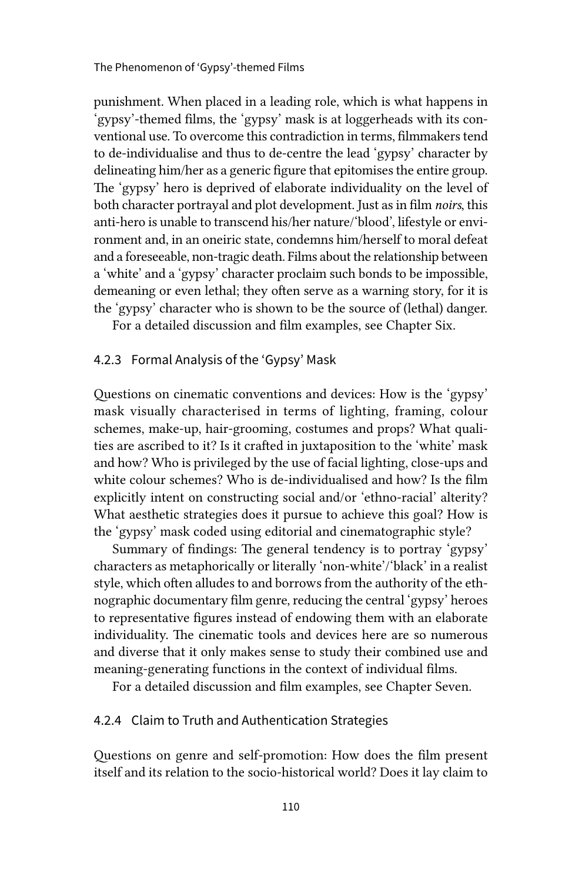punishment. When placed in a leading role, which is what happens in 'gypsy'-themed films, the 'gypsy' mask is at loggerheads with its conventional use. To overcome this contradiction in terms, filmmakers tend to de-individualise and thus to de-centre the lead 'gypsy' character by delineating him/her as a generic figure that epitomises the entire group. The 'gypsy' hero is deprived of elaborate individuality on the level of both character portrayal and plot development. Just as in film *noirs*, this anti-hero is unable to transcend his/her nature/'blood', lifestyle or environment and, in an oneiric state, condemns him/herself to moral defeat and a foreseeable, non-tragic death. Films about the relationship between a 'white' and a 'gypsy' character proclaim such bonds to be impossible, demeaning or even lethal; they often serve as a warning story, for it is the 'gypsy' character who is shown to be the source of (lethal) danger.

For a detailed discussion and film examples, see Chapter Six.

### 4.2.3 Formal Analysis of the 'Gypsy' Mask

Questions on cinematic conventions and devices: How is the 'gypsy' mask visually characterised in terms of lighting, framing, colour schemes, make-up, hair-grooming, costumes and props? What qualities are ascribed to it? Is it crafted in juxtaposition to the 'white' mask and how? Who is privileged by the use of facial lighting, close-ups and white colour schemes? Who is de-individualised and how? Is the film explicitly intent on constructing social and/or 'ethno-racial' alterity? What aesthetic strategies does it pursue to achieve this goal? How is the 'gypsy' mask coded using editorial and cinematographic style?

Summary of findings: The general tendency is to portray 'gypsy' characters as metaphorically or literally 'non-white'/'black' in a realist style, which often alludes to and borrows from the authority of the ethnographic documentary film genre, reducing the central 'gypsy' heroes to representative figures instead of endowing them with an elaborate individuality. The cinematic tools and devices here are so numerous and diverse that it only makes sense to study their combined use and meaning-generating functions in the context of individual films.

For a detailed discussion and film examples, see Chapter Seven.

### 4.2.4 Claim to Truth and Authentication Strategies

Questions on genre and self-promotion: How does the film present itself and its relation to the socio-historical world? Does it lay claim to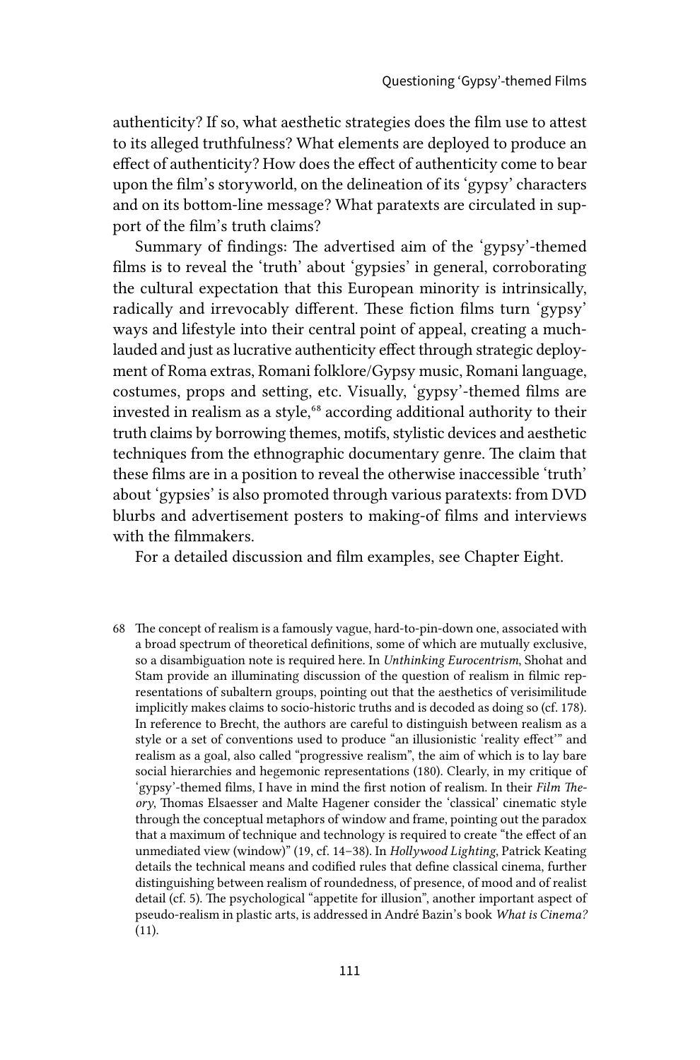authenticity? If so, what aesthetic strategies does the film use to attest to its alleged truthfulness? What elements are deployed to produce an effect of authenticity? How does the effect of authenticity come to bear upon the film's storyworld, on the delineation of its 'gypsy' characters and on its bottom-line message? What paratexts are circulated in support of the film's truth claims?

Summary of findings: The advertised aim of the 'gypsy'-themed films is to reveal the 'truth' about 'gypsies' in general, corroborating the cultural expectation that this European minority is intrinsically, radically and irrevocably different. These fiction films turn 'gypsy' ways and lifestyle into their central point of appeal, creating a much-lauded and just as lucrative authenticity effect through strategic deployment of Roma extras, Romani folklore/Gypsy music, Romani language, costumes, props and setting, etc. Visually, 'gypsy'-themed films are invested in realism as a style,[68] according additional authority to their truth claims by borrowing themes, motifs, stylistic devices and aesthetic techniques from the ethnographic documentary genre. The claim that these films are in a position to reveal the otherwise inaccessible 'truth' about 'gypsies' is also promoted through various paratexts: from DVD blurbs and advertisement posters to making-of films and interviews with the filmmakers.

For a detailed discussion and film examples, see Chapter Eight.

---

68 The concept of realism is a famously vague, hard-to-pin-down one, associated with a broad spectrum of theoretical definitions, some of which are mutually exclusive, so a disambiguation note is required here. In *Unthinking Eurocentrism*, Shohat and Stam provide an illuminating discussion of the question of realism in filmic representations of subaltern groups, pointing out that the aesthetics of verisimilitude implicitly makes claims to socio-historic truths and is decoded as doing so (cf. 178). In reference to Brecht, the authors are careful to distinguish between realism as a style or a set of conventions used to produce "an illusionistic 'reality effect'" and realism as a goal, also called "progressive realism", the aim of which is to lay bare social hierarchies and hegemonic representations (180). Clearly, in my critique of 'gypsy'-themed films, I have in mind the first notion of realism. In their *Film Theory*, Thomas Elsaesser and Malte Hagener consider the 'classical' cinematic style through the conceptual metaphors of window and frame, pointing out the paradox that a maximum of technique and technology is required to create "the effect of an unmediated view (window)" (19, cf. 14–38). In *Hollywood Lighting*, Patrick Keating details the technical means and codified rules that define classical cinema, further distinguishing between realism of roundedness, of presence, of mood and of realist detail (cf. 5). The psychological "appetite for illusion", another important aspect of pseudo-realism in plastic arts, is addressed in André Bazin's book *What is Cinema?* (11).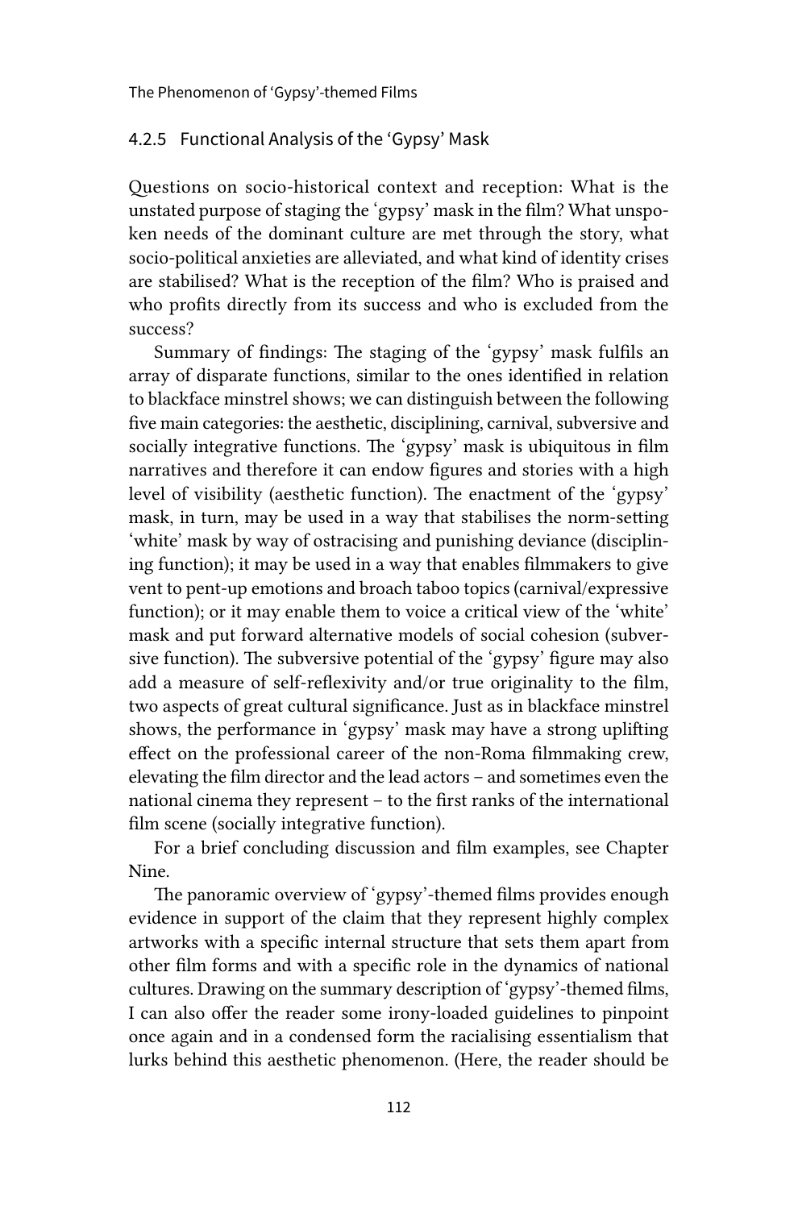### 4.2.5 Functional Analysis of the 'Gypsy' Mask

Questions on socio-historical context and reception: What is the unstated purpose of staging the 'gypsy' mask in the film? What unspoken needs of the dominant culture are met through the story, what socio-political anxieties are alleviated, and what kind of identity crises are stabilised? What is the reception of the film? Who is praised and who profits directly from its success and who is excluded from the success?

Summary of findings: The staging of the 'gypsy' mask fulfils an array of disparate functions, similar to the ones identified in relation to blackface minstrel shows; we can distinguish between the following five main categories: the aesthetic, disciplining, carnival, subversive and socially integrative functions. The 'gypsy' mask is ubiquitous in film narratives and therefore it can endow figures and stories with a high level of visibility (aesthetic function). The enactment of the 'gypsy' mask, in turn, may be used in a way that stabilises the norm-setting 'white' mask by way of ostracising and punishing deviance (disciplining function); it may be used in a way that enables filmmakers to give vent to pent-up emotions and broach taboo topics (carnival/expressive function); or it may enable them to voice a critical view of the 'white' mask and put forward alternative models of social cohesion (subversive function). The subversive potential of the 'gypsy' figure may also add a measure of self-reflexivity and/or true originality to the film, two aspects of great cultural significance. Just as in blackface minstrel shows, the performance in 'gypsy' mask may have a strong uplifting effect on the professional career of the non-Roma filmmaking crew, elevating the film director and the lead actors – and sometimes even the national cinema they represent – to the first ranks of the international film scene (socially integrative function).

For a brief concluding discussion and film examples, see Chapter Nine.

The panoramic overview of 'gypsy'-themed films provides enough evidence in support of the claim that they represent highly complex artworks with a specific internal structure that sets them apart from other film forms and with a specific role in the dynamics of national cultures. Drawing on the summary description of 'gypsy'-themed films, I can also offer the reader some irony-loaded guidelines to pinpoint once again and in a condensed form the racialising essentialism that lurks behind this aesthetic phenomenon. (Here, the reader should be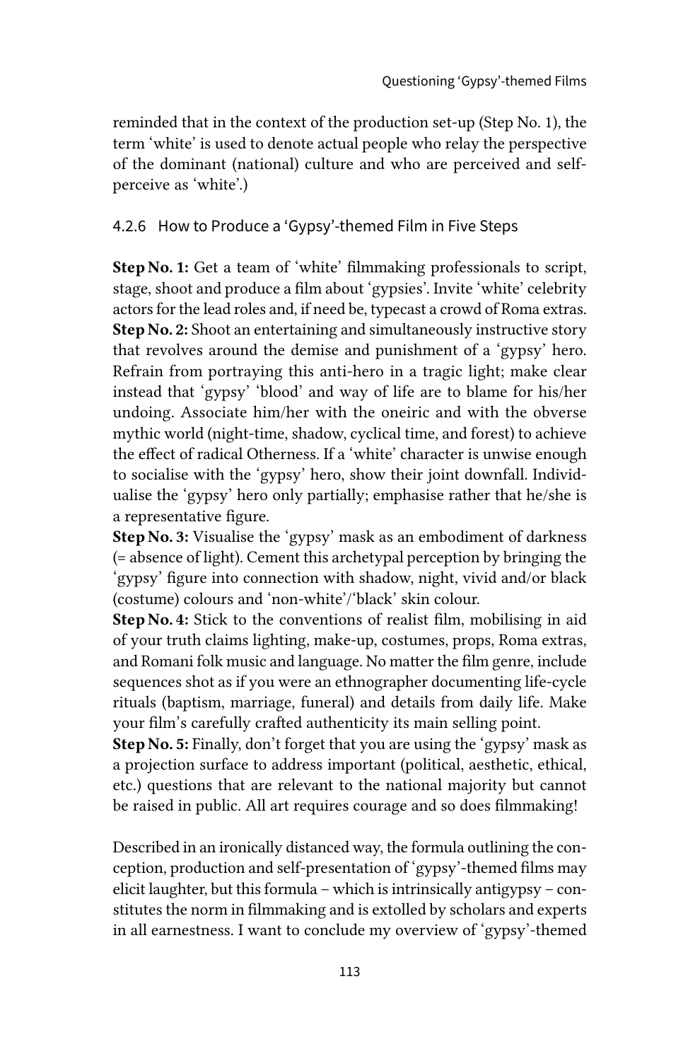reminded that in the context of the production set-up (Step No. 1), the term 'white' is used to denote actual people who relay the perspective of the dominant (national) culture and who are perceived and self-perceive as 'white'.)

### 4.2.6 How to Produce a 'Gypsy'-themed Film in Five Steps

**Step No. 1:** Get a team of 'white' filmmaking professionals to script, stage, shoot and produce a film about 'gypsies'. Invite 'white' celebrity actors for the lead roles and, if need be, typecast a crowd of Roma extras.
**Step No. 2:** Shoot an entertaining and simultaneously instructive story that revolves around the demise and punishment of a 'gypsy' hero. Refrain from portraying this anti-hero in a tragic light; make clear instead that 'gypsy' 'blood' and way of life are to blame for his/her undoing. Associate him/her with the oneiric and with the obverse mythic world (night-time, shadow, cyclical time, and forest) to achieve the effect of radical Otherness. If a 'white' character is unwise enough to socialise with the 'gypsy' hero, show their joint downfall. Individualise the 'gypsy' hero only partially; emphasise rather that he/she is a representative figure.
**Step No. 3:** Visualise the 'gypsy' mask as an embodiment of darkness (= absence of light). Cement this archetypal perception by bringing the 'gypsy' figure into connection with shadow, night, vivid and/or black (costume) colours and 'non-white'/'black' skin colour.
**Step No. 4:** Stick to the conventions of realist film, mobilising in aid of your truth claims lighting, make-up, costumes, props, Roma extras, and Romani folk music and language. No matter the film genre, include sequences shot as if you were an ethnographer documenting life-cycle rituals (baptism, marriage, funeral) and details from daily life. Make your film's carefully crafted authenticity its main selling point.
**Step No. 5:** Finally, don't forget that you are using the 'gypsy' mask as a projection surface to address important (political, aesthetic, ethical, etc.) questions that are relevant to the national majority but cannot be raised in public. All art requires courage and so does filmmaking!

Described in an ironically distanced way, the formula outlining the conception, production and self-presentation of 'gypsy'-themed films may elicit laughter, but this formula – which is intrinsically antigypsy – constitutes the norm in filmmaking and is extolled by scholars and experts in all earnestness. I want to conclude my overview of 'gypsy'-themed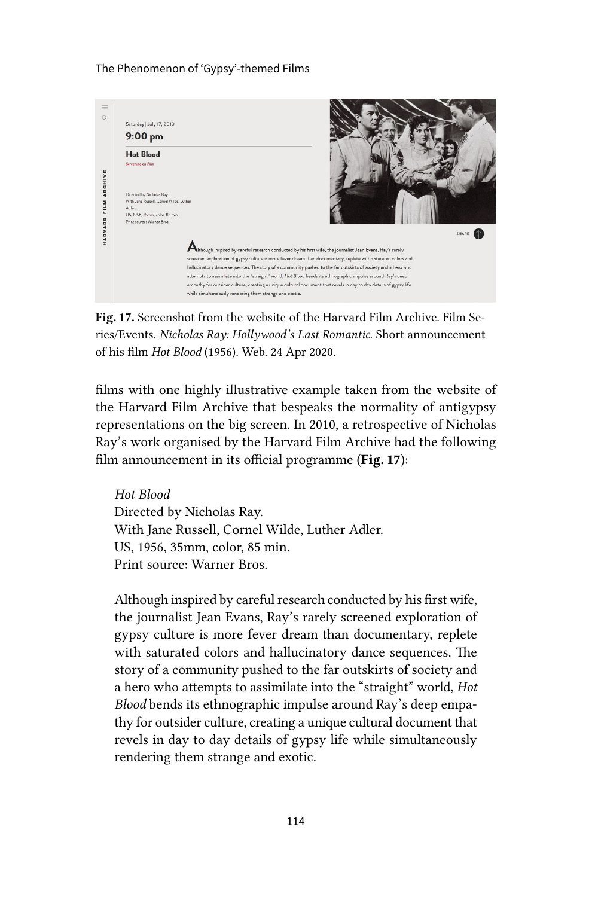**Fig. 17.** Screenshot from the website of the Harvard Film Archive. Film Series/Events. *Nicholas Ray: Hollywood's Last Romantic.* Short announcement of his film *Hot Blood* (1956). Web. 24 Apr 2020.

films with one highly illustrative example taken from the website of the Harvard Film Archive that bespeaks the normality of antigypsy representations on the big screen. In 2010, a retrospective of Nicholas Ray's work organised by the Harvard Film Archive had the following film announcement in its official programme (**Fig. 17**):

> *Hot Blood*
> Directed by Nicholas Ray.
> With Jane Russell, Cornel Wilde, Luther Adler.
> US, 1956, 35mm, color, 85 min.
> Print source: Warner Bros.
>
> Although inspired by careful research conducted by his first wife, the journalist Jean Evans, Ray's rarely screened exploration of gypsy culture is more fever dream than documentary, replete with saturated colors and hallucinatory dance sequences. The story of a community pushed to the far outskirts of society and a hero who attempts to assimilate into the "straight" world, *Hot Blood* bends its ethnographic impulse around Ray's deep empathy for outsider culture, creating a unique cultural document that revels in day to day details of gypsy life while simultaneously rendering them strange and exotic.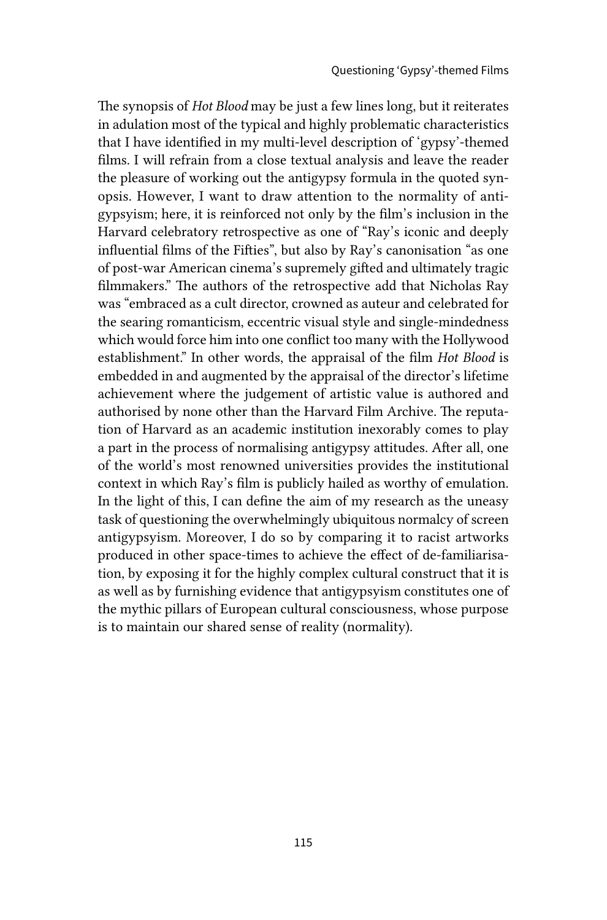The synopsis of *Hot Blood* may be just a few lines long, but it reiterates in adulation most of the typical and highly problematic characteristics that I have identified in my multi-level description of 'gypsy'-themed films. I will refrain from a close textual analysis and leave the reader the pleasure of working out the antigypsy formula in the quoted synopsis. However, I want to draw attention to the normality of antigypsyism; here, it is reinforced not only by the film's inclusion in the Harvard celebratory retrospective as one of "Ray's iconic and deeply influential films of the Fifties", but also by Ray's canonisation "as one of post-war American cinema's supremely gifted and ultimately tragic filmmakers." The authors of the retrospective add that Nicholas Ray was "embraced as a cult director, crowned as auteur and celebrated for the searing romanticism, eccentric visual style and single-mindedness which would force him into one conflict too many with the Hollywood establishment." In other words, the appraisal of the film *Hot Blood* is embedded in and augmented by the appraisal of the director's lifetime achievement where the judgement of artistic value is authored and authorised by none other than the Harvard Film Archive. The reputation of Harvard as an academic institution inexorably comes to play a part in the process of normalising antigypsy attitudes. After all, one of the world's most renowned universities provides the institutional context in which Ray's film is publicly hailed as worthy of emulation. In the light of this, I can define the aim of my research as the uneasy task of questioning the overwhelmingly ubiquitous normalcy of screen antigypsyism. Moreover, I do so by comparing it to racist artworks produced in other space-times to achieve the effect of de-familiarisation, by exposing it for the highly complex cultural construct that it is as well as by furnishing evidence that antigypsyism constitutes one of the mythic pillars of European cultural consciousness, whose purpose is to maintain our shared sense of reality (normality).